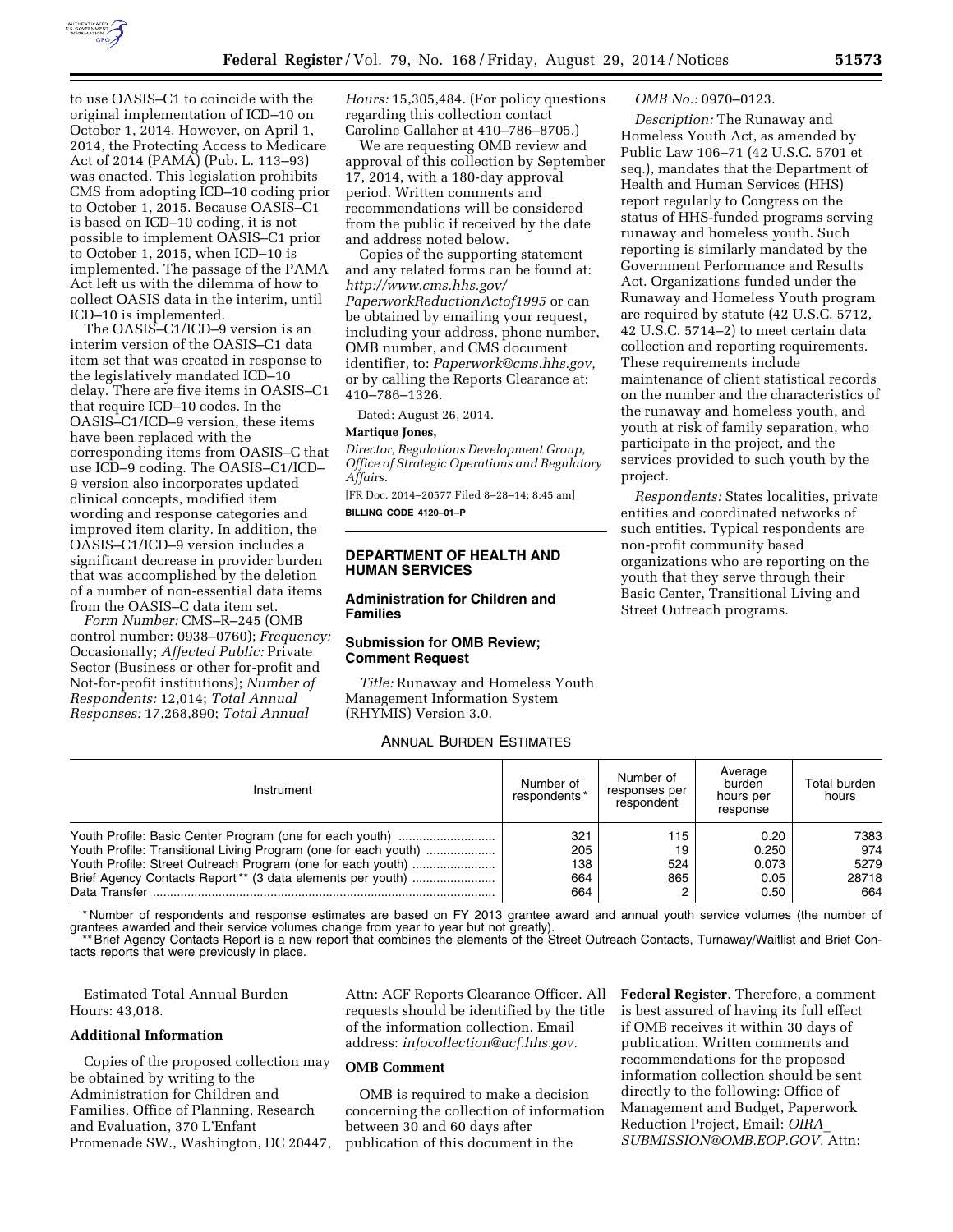to use OASIS–C1 to coincide with the original implementation of ICD–10 on October 1, 2014. However, on April 1, 2014, the Protecting Access to Medicare Act of 2014 (PAMA) (Pub. L. 113–93) was enacted. This legislation prohibits CMS from adopting ICD–10 coding prior to October 1, 2015. Because OASIS–C1 is based on ICD–10 coding, it is not possible to implement OASIS–C1 prior to October 1, 2015, when ICD–10 is implemented. The passage of the PAMA Act left us with the dilemma of how to collect OASIS data in the interim, until ICD–10 is implemented.

The OASIS–C1/ICD–9 version is an interim version of the OASIS–C1 data item set that was created in response to the legislatively mandated ICD–10 delay. There are five items in OASIS–C1 that require ICD–10 codes. In the OASIS–C1/ICD–9 version, these items have been replaced with the corresponding items from OASIS–C that use ICD–9 coding. The OASIS–C1/ICD–9 version also incorporates updated clinical concepts, modified item wording and response categories and improved item clarity. In addition, the OASIS–C1/ICD–9 version includes a significant decrease in provider burden that was accomplished by the deletion of a number of non-essential data items from the OASIS–C data item set.

*Form Number:* CMS–R–245 (OMB control number: 0938–0760); *Frequency:* Occasionally; *Affected Public:* Private Sector (Business or other for-profit and Not-for-profit institutions); *Number of Respondents:* 12,014; *Total Annual Responses:* 17,268,890; *Total Annual Hours:* 15,305,484. (For policy questions regarding this collection contact Caroline Gallaher at 410–786–8705.)

We are requesting OMB review and approval of this collection by September 17, 2014, with a 180-day approval period. Written comments and recommendations will be considered from the public if received by the date and address noted below.

Copies of the supporting statement and any related forms can be found at: *http://www.cms.hhs.gov/PaperworkReductionActof1995* or can be obtained by emailing your request, including your address, phone number, OMB number, and CMS document identifier, to: *Paperwork@cms.hhs.gov,* or by calling the Reports Clearance at: 410–786–1326.

Dated: August 26, 2014.

**Martique Jones,**

*Director, Regulations Development Group, Office of Strategic Operations and Regulatory Affairs.*

[FR Doc. 2014–20577 Filed 8–28–14; 8:45 am]

**BILLING CODE 4120–01–P**

## DEPARTMENT OF HEALTH AND HUMAN SERVICES

### Administration for Children and Families

### Submission for OMB Review; Comment Request

*Title:* Runaway and Homeless Youth Management Information System (RHYMIS) Version 3.0.

*OMB No.:* 0970–0123.

*Description:* The Runaway and Homeless Youth Act, as amended by Public Law 106–71 (42 U.S.C. 5701 et seq.), mandates that the Department of Health and Human Services (HHS) report regularly to Congress on the status of HHS-funded programs serving runaway and homeless youth. Such reporting is similarly mandated by the Government Performance and Results Act. Organizations funded under the Runaway and Homeless Youth program are required by statute (42 U.S.C. 5712, 42 U.S.C. 5714–2) to meet certain data collection and reporting requirements. These requirements include maintenance of client statistical records on the number and the characteristics of the runaway and homeless youth, and youth at risk of family separation, who participate in the project, and the services provided to such youth by the project.

*Respondents:* States localities, private entities and coordinated networks of such entities. Typical respondents are non-profit community based organizations who are reporting on the youth that they serve through their Basic Center, Transitional Living and Street Outreach programs.

ANNUAL BURDEN ESTIMATES

| Instrument | Number of respondents* | Number of responses per respondent | Average burden hours per response | Total burden hours |
|---|---|---|---|---|
| Youth Profile: Basic Center Program (one for each youth) | 321 | 115 | 0.20 | 7383 |
| Youth Profile: Transitional Living Program (one for each youth) | 205 | 19 | 0.250 | 974 |
| Youth Profile: Street Outreach Program (one for each youth) | 138 | 524 | 0.073 | 5279 |
| Brief Agency Contacts Report** (3 data elements per youth) | 664 | 865 | 0.05 | 28718 |
| Data Transfer | 664 | 2 | 0.50 | 664 |

* Number of respondents and response estimates are based on FY 2013 grantee award and annual youth service volumes (the number of grantees awarded and their service volumes change from year to year but not greatly).

** Brief Agency Contacts Report is a new report that combines the elements of the Street Outreach Contacts, Turnaway/Waitlist and Brief Contacts reports that were previously in place.

Estimated Total Annual Burden Hours: 43,018.

**Additional Information**

Copies of the proposed collection may be obtained by writing to the Administration for Children and Families, Office of Planning, Research and Evaluation, 370 L'Enfant Promenade SW., Washington, DC 20447, Attn: ACF Reports Clearance Officer. All requests should be identified by the title of the information collection. Email address: *infocollection@acf.hhs.gov.*

**OMB Comment**

OMB is required to make a decision concerning the collection of information between 30 and 60 days after publication of this document in the **Federal Register**. Therefore, a comment is best assured of having its full effect if OMB receives it within 30 days of publication. Written comments and recommendations for the proposed information collection should be sent directly to the following: Office of Management and Budget, Paperwork Reduction Project, Email: *OIRA_SUBMISSION@OMB.EOP.GOV.* Attn: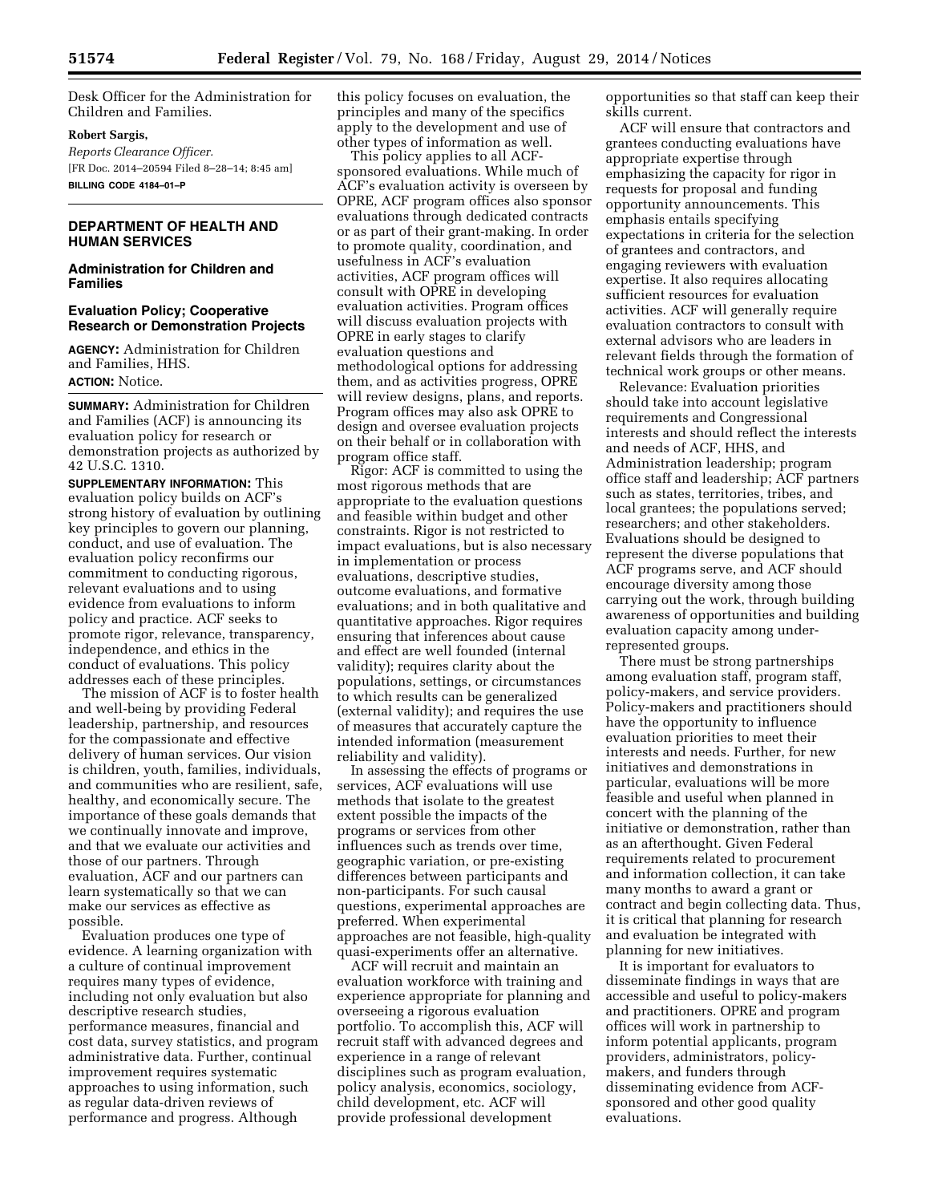Desk Officer for the Administration for Children and Families.

**Robert Sargis,**

*Reports Clearance Officer.*

[FR Doc. 2014–20594 Filed 8–28–14; 8:45 am]

**BILLING CODE 4184–01–P**

---

## DEPARTMENT OF HEALTH AND HUMAN SERVICES

### Administration for Children and Families

### Evaluation Policy; Cooperative Research or Demonstration Projects

**AGENCY:** Administration for Children and Families, HHS.

**ACTION:** Notice.

**SUMMARY:** Administration for Children and Families (ACF) is announcing its evaluation policy for research or demonstration projects as authorized by 42 U.S.C. 1310.

**SUPPLEMENTARY INFORMATION:** This evaluation policy builds on ACF's strong history of evaluation by outlining key principles to govern our planning, conduct, and use of evaluation. The evaluation policy reconfirms our commitment to conducting rigorous, relevant evaluations and to using evidence from evaluations to inform policy and practice. ACF seeks to promote rigor, relevance, transparency, independence, and ethics in the conduct of evaluations. This policy addresses each of these principles.

The mission of ACF is to foster health and well-being by providing Federal leadership, partnership, and resources for the compassionate and effective delivery of human services. Our vision is children, youth, families, individuals, and communities who are resilient, safe, healthy, and economically secure. The importance of these goals demands that we continually innovate and improve, and that we evaluate our activities and those of our partners. Through evaluation, ACF and our partners can learn systematically so that we can make our services as effective as possible.

Evaluation produces one type of evidence. A learning organization with a culture of continual improvement requires many types of evidence, including not only evaluation but also descriptive research studies, performance measures, financial and cost data, survey statistics, and program administrative data. Further, continual improvement requires systematic approaches to using information, such as regular data-driven reviews of performance and progress. Although this policy focuses on evaluation, the principles and many of the specifics apply to the development and use of other types of information as well.

This policy applies to all ACF-sponsored evaluations. While much of ACF's evaluation activity is overseen by OPRE, ACF program offices also sponsor evaluations through dedicated contracts or as part of their grant-making. In order to promote quality, coordination, and usefulness in ACF's evaluation activities, ACF program offices will consult with OPRE in developing evaluation activities. Program offices will discuss evaluation projects with OPRE in early stages to clarify evaluation questions and methodological options for addressing them, and as activities progress, OPRE will review designs, plans, and reports. Program offices may also ask OPRE to design and oversee evaluation projects on their behalf or in collaboration with program office staff.

Rigor: ACF is committed to using the most rigorous methods that are appropriate to the evaluation questions and feasible within budget and other constraints. Rigor is not restricted to impact evaluations, but is also necessary in implementation or process evaluations, descriptive studies, outcome evaluations, and formative evaluations; and in both qualitative and quantitative approaches. Rigor requires ensuring that inferences about cause and effect are well founded (internal validity); requires clarity about the populations, settings, or circumstances to which results can be generalized (external validity); and requires the use of measures that accurately capture the intended information (measurement reliability and validity).

In assessing the effects of programs or services, ACF evaluations will use methods that isolate to the greatest extent possible the impacts of the programs or services from other influences such as trends over time, geographic variation, or pre-existing differences between participants and non-participants. For such causal questions, experimental approaches are preferred. When experimental approaches are not feasible, high-quality quasi-experiments offer an alternative.

ACF will recruit and maintain an evaluation workforce with training and experience appropriate for planning and overseeing a rigorous evaluation portfolio. To accomplish this, ACF will recruit staff with advanced degrees and experience in a range of relevant disciplines such as program evaluation, policy analysis, economics, sociology, child development, etc. ACF will provide professional development opportunities so that staff can keep their skills current.

ACF will ensure that contractors and grantees conducting evaluations have appropriate expertise through emphasizing the capacity for rigor in requests for proposal and funding opportunity announcements. This emphasis entails specifying expectations in criteria for the selection of grantees and contractors, and engaging reviewers with evaluation expertise. It also requires allocating sufficient resources for evaluation activities. ACF will generally require evaluation contractors to consult with external advisors who are leaders in relevant fields through the formation of technical work groups or other means.

Relevance: Evaluation priorities should take into account legislative requirements and Congressional interests and should reflect the interests and needs of ACF, HHS, and Administration leadership; program office staff and leadership; ACF partners such as states, territories, tribes, and local grantees; the populations served; researchers; and other stakeholders. Evaluations should be designed to represent the diverse populations that ACF programs serve, and ACF should encourage diversity among those carrying out the work, through building awareness of opportunities and building evaluation capacity among under-represented groups.

There must be strong partnerships among evaluation staff, program staff, policy-makers, and service providers. Policy-makers and practitioners should have the opportunity to influence evaluation priorities to meet their interests and needs. Further, for new initiatives and demonstrations in particular, evaluations will be more feasible and useful when planned in concert with the planning of the initiative or demonstration, rather than as an afterthought. Given Federal requirements related to procurement and information collection, it can take many months to award a grant or contract and begin collecting data. Thus, it is critical that planning for research and evaluation be integrated with planning for new initiatives.

It is important for evaluators to disseminate findings in ways that are accessible and useful to policy-makers and practitioners. OPRE and program offices will work in partnership to inform potential applicants, program providers, administrators, policy-makers, and funders through disseminating evidence from ACF-sponsored and other good quality evaluations.